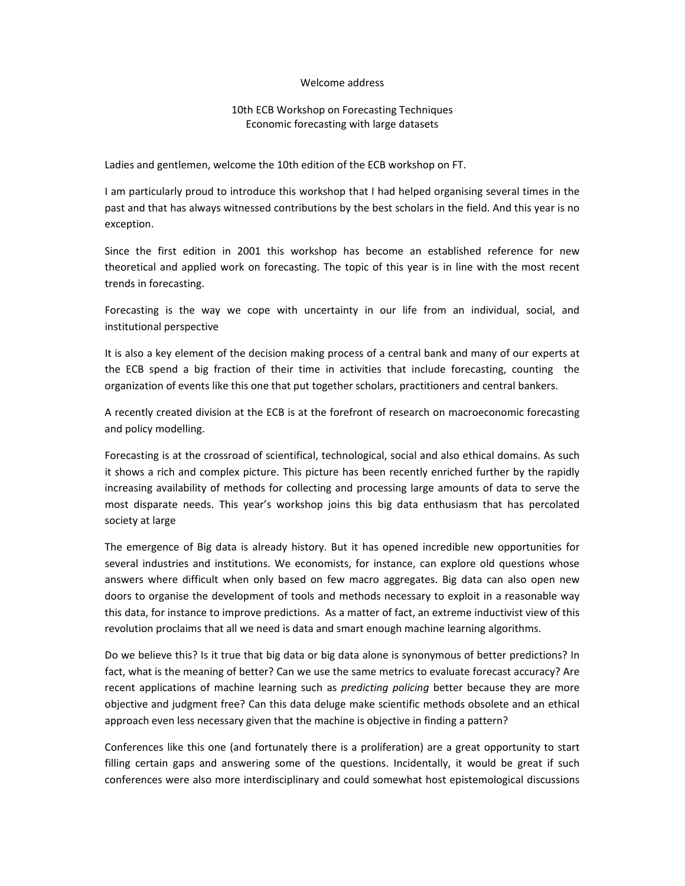Welcome address

10th ECB Workshop on Forecasting Techniques
Economic forecasting with large datasets

Ladies and gentlemen, welcome the 10th edition of the ECB workshop on FT.

I am particularly proud to introduce this workshop that I had helped organising several times in the past and that has always witnessed contributions by the best scholars in the field. And this year is no exception.

Since the first edition in 2001 this workshop has become an established reference for new theoretical and applied work on forecasting. The topic of this year is in line with the most recent trends in forecasting.

Forecasting is the way we cope with uncertainty in our life from an individual, social, and institutional perspective

It is also a key element of the decision making process of a central bank and many of our experts at the ECB spend a big fraction of their time in activities that include forecasting, counting the organization of events like this one that put together scholars, practitioners and central bankers.

A recently created division at the ECB is at the forefront of research on macroeconomic forecasting and policy modelling.

Forecasting is at the crossroad of scientifical, technological, social and also ethical domains. As such it shows a rich and complex picture. This picture has been recently enriched further by the rapidly increasing availability of methods for collecting and processing large amounts of data to serve the most disparate needs. This year's workshop joins this big data enthusiasm that has percolated society at large

The emergence of Big data is already history. But it has opened incredible new opportunities for several industries and institutions. We economists, for instance, can explore old questions whose answers where difficult when only based on few macro aggregates. Big data can also open new doors to organise the development of tools and methods necessary to exploit in a reasonable way this data, for instance to improve predictions. As a matter of fact, an extreme inductivist view of this revolution proclaims that all we need is data and smart enough machine learning algorithms.

Do we believe this? Is it true that big data or big data alone is synonymous of better predictions? In fact, what is the meaning of better? Can we use the same metrics to evaluate forecast accuracy? Are recent applications of machine learning such as *predicting policing* better because they are more objective and judgment free? Can this data deluge make scientific methods obsolete and an ethical approach even less necessary given that the machine is objective in finding a pattern?

Conferences like this one (and fortunately there is a proliferation) are a great opportunity to start filling certain gaps and answering some of the questions. Incidentally, it would be great if such conferences were also more interdisciplinary and could somewhat host epistemological discussions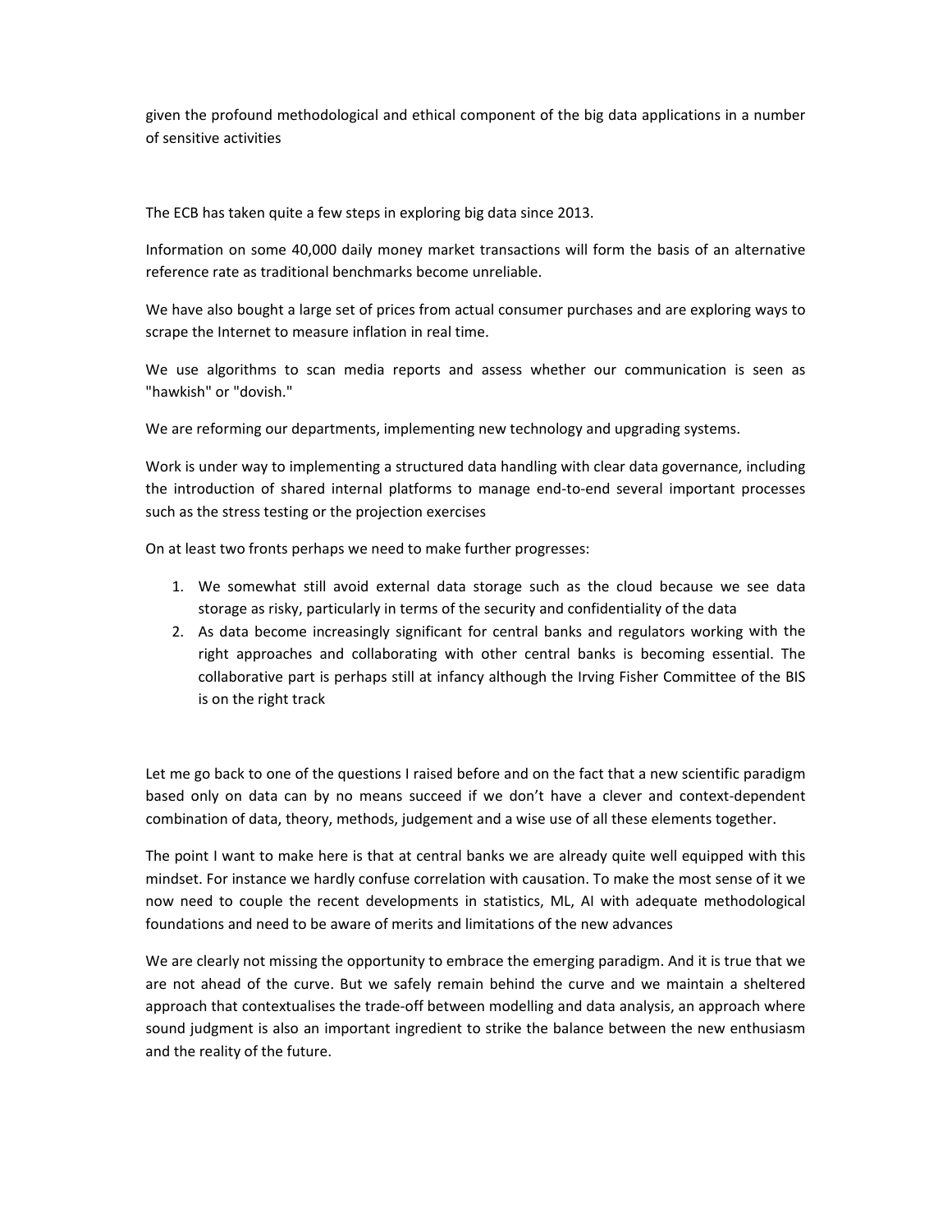given the profound methodological and ethical component of the big data applications in a number of sensitive activities

The ECB has taken quite a few steps in exploring big data since 2013.

Information on some 40,000 daily money market transactions will form the basis of an alternative reference rate as traditional benchmarks become unreliable.

We have also bought a large set of prices from actual consumer purchases and are exploring ways to scrape the Internet to measure inflation in real time.

We use algorithms to scan media reports and assess whether our communication is seen as "hawkish" or "dovish."

We are reforming our departments, implementing new technology and upgrading systems.

Work is under way to implementing a structured data handling with clear data governance, including the introduction of shared internal platforms to manage end-to-end several important processes such as the stress testing or the projection exercises

On at least two fronts perhaps we need to make further progresses:

1. We somewhat still avoid external data storage such as the cloud because we see data storage as risky, particularly in terms of the security and confidentiality of the data
2. As data become increasingly significant for central banks and regulators working with the right approaches and collaborating with other central banks is becoming essential. The collaborative part is perhaps still at infancy although the Irving Fisher Committee of the BIS is on the right track

Let me go back to one of the questions I raised before and on the fact that a new scientific paradigm based only on data can by no means succeed if we don't have a clever and context-dependent combination of data, theory, methods, judgement and a wise use of all these elements together.

The point I want to make here is that at central banks we are already quite well equipped with this mindset. For instance we hardly confuse correlation with causation. To make the most sense of it we now need to couple the recent developments in statistics, ML, AI with adequate methodological foundations and need to be aware of merits and limitations of the new advances

We are clearly not missing the opportunity to embrace the emerging paradigm. And it is true that we are not ahead of the curve. But we safely remain behind the curve and we maintain a sheltered approach that contextualises the trade-off between modelling and data analysis, an approach where sound judgment is also an important ingredient to strike the balance between the new enthusiasm and the reality of the future.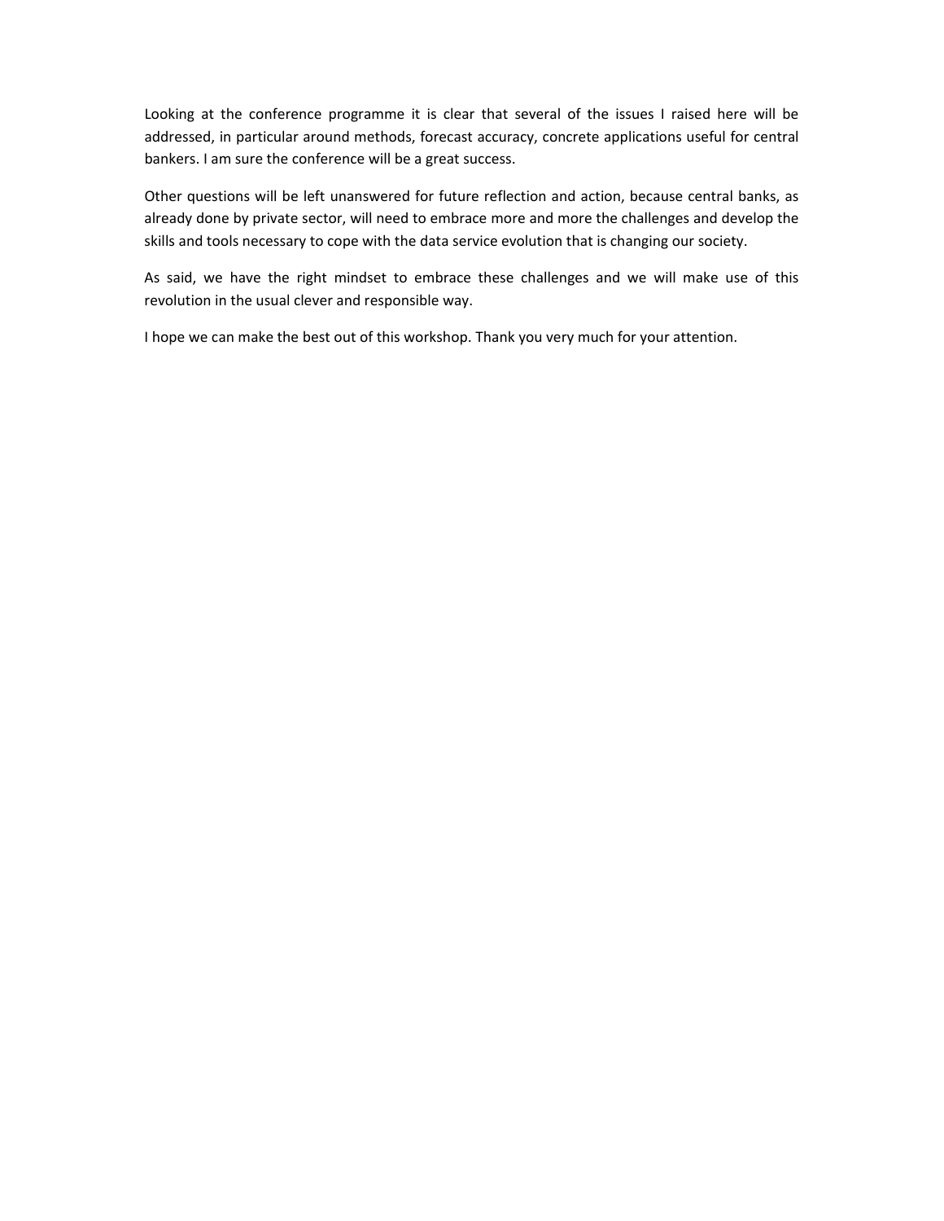Looking at the conference programme it is clear that several of the issues I raised here will be addressed, in particular around methods, forecast accuracy, concrete applications useful for central bankers. I am sure the conference will be a great success.

Other questions will be left unanswered for future reflection and action, because central banks, as already done by private sector, will need to embrace more and more the challenges and develop the skills and tools necessary to cope with the data service evolution that is changing our society.

As said, we have the right mindset to embrace these challenges and we will make use of this revolution in the usual clever and responsible way.

I hope we can make the best out of this workshop. Thank you very much for your attention.